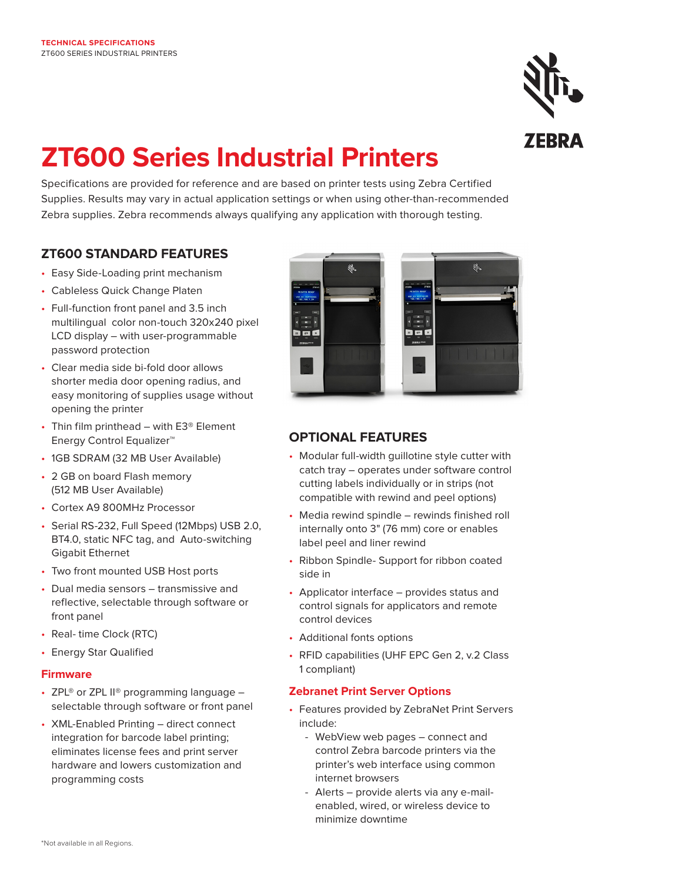TECHNICAL SPECIFICATIONS
ZT600 SERIES INDUSTRIAL PRINTERS

# ZT600 Series Industrial Printers

Specifications are provided for reference and are based on printer tests using Zebra Certified Supplies. Results may vary in actual application settings or when using other-than-recommended Zebra supplies. Zebra recommends always qualifying any application with thorough testing.

## ZT600 STANDARD FEATURES

- Easy Side-Loading print mechanism
- Cableless Quick Change Platen
- Full-function front panel and 3.5 inch multilingual color non-touch 320x240 pixel LCD display – with user-programmable password protection
- Clear media side bi-fold door allows shorter media door opening radius, and easy monitoring of supplies usage without opening the printer
- Thin film printhead – with E3® Element Energy Control Equalizer™
- 1GB SDRAM (32 MB User Available)
- 2 GB on board Flash memory (512 MB User Available)
- Cortex A9 800MHz Processor
- Serial RS-232, Full Speed (12Mbps) USB 2.0, BT4.0, static NFC tag, and Auto-switching Gigabit Ethernet
- Two front mounted USB Host ports
- Dual media sensors – transmissive and reflective, selectable through software or front panel
- Real- time Clock (RTC)
- Energy Star Qualified

### Firmware

- ZPL® or ZPL II® programming language – selectable through software or front panel
- XML-Enabled Printing – direct connect integration for barcode label printing; eliminates license fees and print server hardware and lowers customization and programming costs

## OPTIONAL FEATURES

- Modular full-width guillotine style cutter with catch tray – operates under software control cutting labels individually or in strips (not compatible with rewind and peel options)
- Media rewind spindle – rewinds finished roll internally onto 3" (76 mm) core or enables label peel and liner rewind
- Ribbon Spindle- Support for ribbon coated side in
- Applicator interface – provides status and control signals for applicators and remote control devices
- Additional fonts options
- RFID capabilities (UHF EPC Gen 2, v.2 Class 1 compliant)

### Zebranet Print Server Options

- Features provided by ZebraNet Print Servers include:
  - WebView web pages – connect and control Zebra barcode printers via the printer's web interface using common internet browsers
  - Alerts – provide alerts via any e-mail-enabled, wired, or wireless device to minimize downtime

*Not available in all Regions.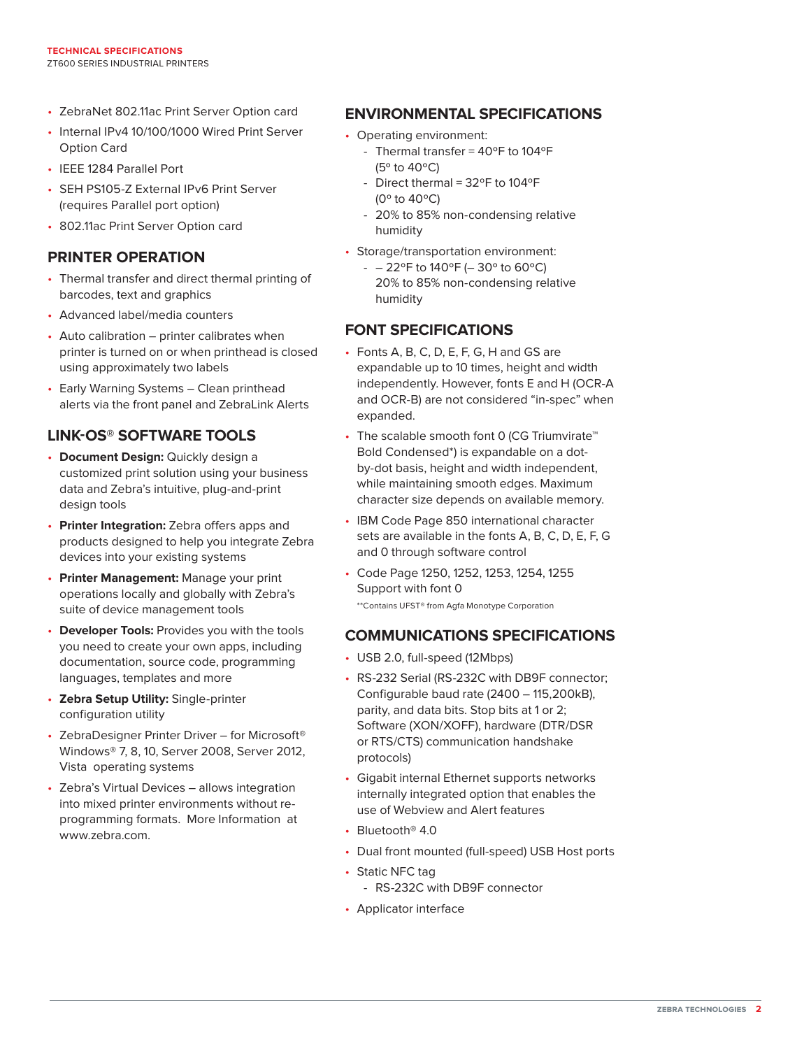- ZebraNet 802.11ac Print Server Option card
- Internal IPv4 10/100/1000 Wired Print Server Option Card
- IEEE 1284 Parallel Port
- SEH PS105-Z External IPv6 Print Server (requires Parallel port option)
- 802.11ac Print Server Option card

## PRINTER OPERATION

- Thermal transfer and direct thermal printing of barcodes, text and graphics
- Advanced label/media counters
- Auto calibration – printer calibrates when printer is turned on or when printhead is closed using approximately two labels
- Early Warning Systems – Clean printhead alerts via the front panel and ZebraLink Alerts

## LINK-OS® SOFTWARE TOOLS

- **Document Design:** Quickly design a customized print solution using your business data and Zebra's intuitive, plug-and-print design tools
- **Printer Integration:** Zebra offers apps and products designed to help you integrate Zebra devices into your existing systems
- **Printer Management:** Manage your print operations locally and globally with Zebra's suite of device management tools
- **Developer Tools:** Provides you with the tools you need to create your own apps, including documentation, source code, programming languages, templates and more
- **Zebra Setup Utility:** Single-printer configuration utility
- ZebraDesigner Printer Driver – for Microsoft® Windows® 7, 8, 10, Server 2008, Server 2012, Vista operating systems
- Zebra's Virtual Devices – allows integration into mixed printer environments without re-programming formats. More Information at www.zebra.com.

## ENVIRONMENTAL SPECIFICATIONS

- Operating environment:
  - Thermal transfer = 40°F to 104°F (5° to 40°C)
  - Direct thermal = 32°F to 104°F (0° to 40°C)
  - 20% to 85% non-condensing relative humidity
- Storage/transportation environment:
  - – 22°F to 140°F (– 30° to 60°C) 20% to 85% non-condensing relative humidity

## FONT SPECIFICATIONS

- Fonts A, B, C, D, E, F, G, H and GS are expandable up to 10 times, height and width independently. However, fonts E and H (OCR-A and OCR-B) are not considered "in-spec" when expanded.
- The scalable smooth font 0 (CG Triumvirate™ Bold Condensed*) is expandable on a dot-by-dot basis, height and width independent, while maintaining smooth edges. Maximum character size depends on available memory.
- IBM Code Page 850 international character sets are available in the fonts A, B, C, D, E, F, G and 0 through software control
- Code Page 1250, 1252, 1253, 1254, 1255 Support with font 0

**Contains UFST® from Agfa Monotype Corporation

## COMMUNICATIONS SPECIFICATIONS

- USB 2.0, full-speed (12Mbps)
- RS-232 Serial (RS-232C with DB9F connector; Configurable baud rate (2400 – 115,200kB), parity, and data bits. Stop bits at 1 or 2; Software (XON/XOFF), hardware (DTR/DSR or RTS/CTS) communication handshake protocols)
- Gigabit internal Ethernet supports networks internally integrated option that enables the use of Webview and Alert features
- Bluetooth® 4.0
- Dual front mounted (full-speed) USB Host ports
- Static NFC tag
  - RS-232C with DB9F connector
- Applicator interface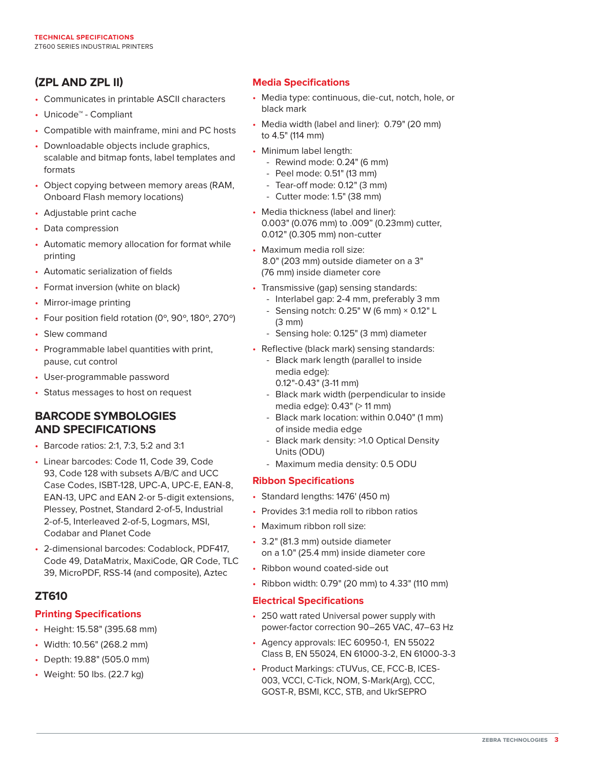## (ZPL AND ZPL II)

- Communicates in printable ASCII characters
- Unicode™ - Compliant
- Compatible with mainframe, mini and PC hosts
- Downloadable objects include graphics, scalable and bitmap fonts, label templates and formats
- Object copying between memory areas (RAM, Onboard Flash memory locations)
- Adjustable print cache
- Data compression
- Automatic memory allocation for format while printing
- Automatic serialization of fields
- Format inversion (white on black)
- Mirror-image printing
- Four position field rotation (0º, 90º, 180º, 270º)
- Slew command
- Programmable label quantities with print, pause, cut control
- User-programmable password
- Status messages to host on request

## BARCODE SYMBOLOGIES AND SPECIFICATIONS

- Barcode ratios: 2:1, 7:3, 5:2 and 3:1
- Linear barcodes: Code 11, Code 39, Code 93, Code 128 with subsets A/B/C and UCC Case Codes, ISBT-128, UPC-A, UPC-E, EAN-8, EAN-13, UPC and EAN 2-or 5-digit extensions, Plessey, Postnet, Standard 2-of-5, Industrial 2-of-5, Interleaved 2-of-5, Logmars, MSI, Codabar and Planet Code
- 2-dimensional barcodes: Codablock, PDF417, Code 49, DataMatrix, MaxiCode, QR Code, TLC 39, MicroPDF, RSS-14 (and composite), Aztec

## ZT610

### Printing Specifications

- Height: 15.58" (395.68 mm)
- Width: 10.56" (268.2 mm)
- Depth: 19.88" (505.0 mm)
- Weight: 50 lbs. (22.7 kg)

### Media Specifications

- Media type: continuous, die-cut, notch, hole, or black mark
- Media width (label and liner): 0.79" (20 mm) to 4.5" (114 mm)
- Minimum label length:
  - Rewind mode: 0.24" (6 mm)
  - Peel mode: 0.51" (13 mm)
  - Tear-off mode: 0.12" (3 mm)
  - Cutter mode: 1.5" (38 mm)
- Media thickness (label and liner): 0.003" (0.076 mm) to .009" (0.23mm) cutter, 0.012" (0.305 mm) non-cutter
- Maximum media roll size: 8.0" (203 mm) outside diameter on a 3" (76 mm) inside diameter core
- Transmissive (gap) sensing standards:
  - Interlabel gap: 2-4 mm, preferably 3 mm
  - Sensing notch: 0.25" W (6 mm) × 0.12" L (3 mm)
  - Sensing hole: 0.125" (3 mm) diameter
- Reflective (black mark) sensing standards:
  - Black mark length (parallel to inside media edge): 0.12"-0.43" (3-11 mm)
  - Black mark width (perpendicular to inside media edge): 0.43" (> 11 mm)
  - Black mark location: within 0.040" (1 mm) of inside media edge
  - Black mark density: >1.0 Optical Density Units (ODU)
  - Maximum media density: 0.5 ODU

### Ribbon Specifications

- Standard lengths: 1476' (450 m)
- Provides 3:1 media roll to ribbon ratios
- Maximum ribbon roll size:
- 3.2" (81.3 mm) outside diameter on a 1.0" (25.4 mm) inside diameter core
- Ribbon wound coated-side out
- Ribbon width: 0.79" (20 mm) to 4.33" (110 mm)

### Electrical Specifications

- 250 watt rated Universal power supply with power-factor correction 90–265 VAC, 47–63 Hz
- Agency approvals: IEC 60950-1, EN 55022 Class B, EN 55024, EN 61000-3-2, EN 61000-3-3
- Product Markings: cTUVus, CE, FCC-B, ICES-003, VCCI, C-Tick, NOM, S-Mark(Arg), CCC, GOST-R, BSMI, KCC, STB, and UkrSEPRO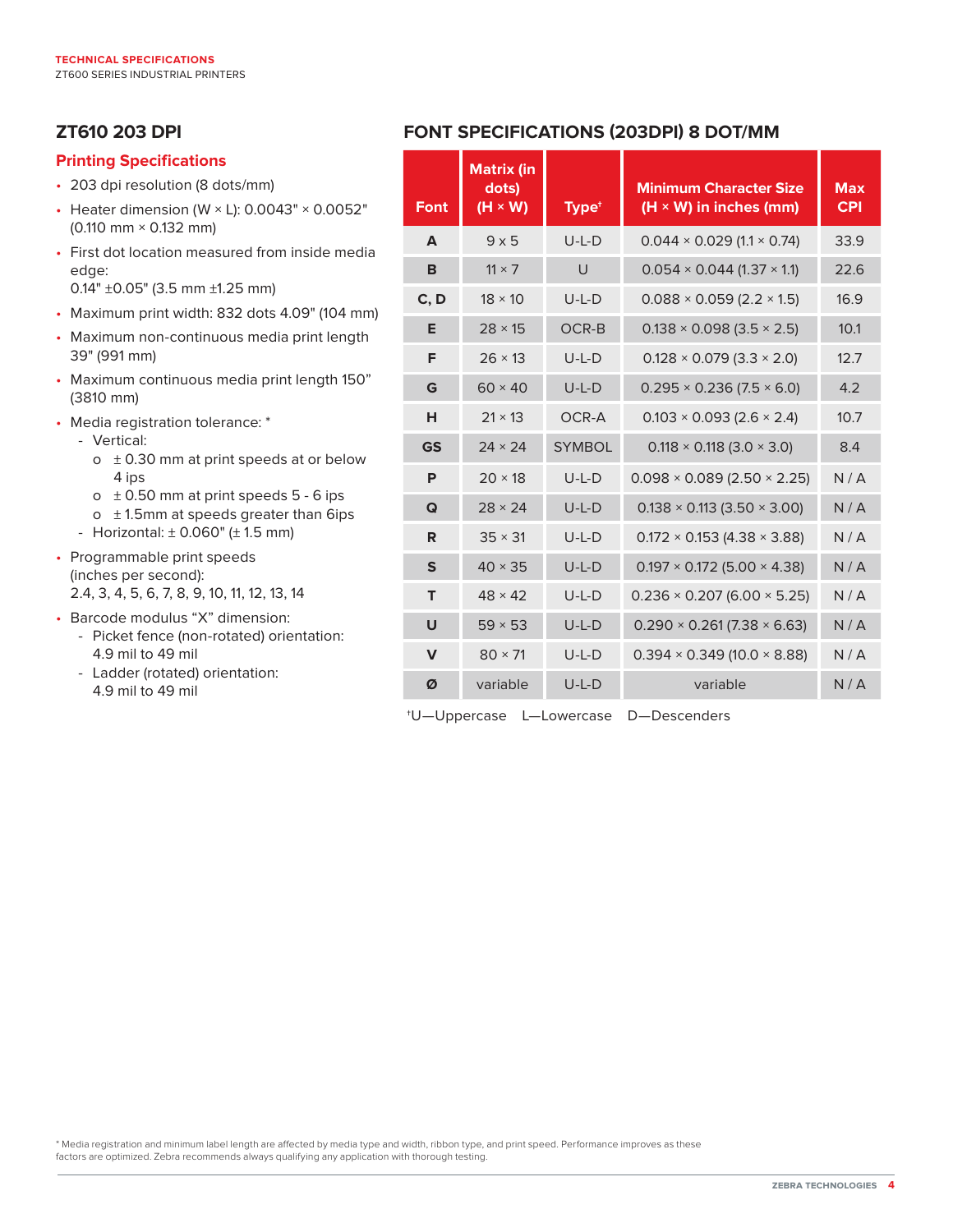## ZT610 203 DPI

### Printing Specifications

- 203 dpi resolution (8 dots/mm)
- Heater dimension (W × L): 0.0043" × 0.0052" (0.110 mm × 0.132 mm)
- First dot location measured from inside media edge:
  0.14" ±0.05" (3.5 mm ±1.25 mm)
- Maximum print width: 832 dots 4.09" (104 mm)
- Maximum non-continuous media print length 39" (991 mm)
- Maximum continuous media print length 150" (3810 mm)
- Media registration tolerance: *
  - Vertical:
    - ± 0.30 mm at print speeds at or below 4 ips
    - ± 0.50 mm at print speeds 5 - 6 ips
    - ± 1.5mm at speeds greater than 6ips
  - Horizontal: ± 0.060" (± 1.5 mm)
- Programmable print speeds (inches per second):
  2.4, 3, 4, 5, 6, 7, 8, 9, 10, 11, 12, 13, 14
- Barcode modulus "X" dimension:
  - Picket fence (non-rotated) orientation: 4.9 mil to 49 mil
  - Ladder (rotated) orientation: 4.9 mil to 49 mil

## FONT SPECIFICATIONS (203DPI) 8 DOT/MM

| Font | Matrix (in dots) (H × W) | Type† | Minimum Character Size (H × W) in inches (mm) | Max CPI |
|---|---|---|---|---|
| A | 9 x 5 | U-L-D | 0.044 × 0.029 (1.1 × 0.74) | 33.9 |
| B | 11 × 7 | U | 0.054 × 0.044 (1.37 × 1.1) | 22.6 |
| C, D | 18 × 10 | U-L-D | 0.088 × 0.059 (2.2 × 1.5) | 16.9 |
| E | 28 × 15 | OCR-B | 0.138 × 0.098 (3.5 × 2.5) | 10.1 |
| F | 26 × 13 | U-L-D | 0.128 × 0.079 (3.3 × 2.0) | 12.7 |
| G | 60 × 40 | U-L-D | 0.295 × 0.236 (7.5 × 6.0) | 4.2 |
| H | 21 × 13 | OCR-A | 0.103 × 0.093 (2.6 × 2.4) | 10.7 |
| GS | 24 × 24 | SYMBOL | 0.118 × 0.118 (3.0 × 3.0) | 8.4 |
| P | 20 × 18 | U-L-D | 0.098 × 0.089 (2.50 × 2.25) | N / A |
| Q | 28 × 24 | U-L-D | 0.138 × 0.113 (3.50 × 3.00) | N / A |
| R | 35 × 31 | U-L-D | 0.172 × 0.153 (4.38 × 3.88) | N / A |
| S | 40 × 35 | U-L-D | 0.197 × 0.172 (5.00 × 4.38) | N / A |
| T | 48 × 42 | U-L-D | 0.236 × 0.207 (6.00 × 5.25) | N / A |
| U | 59 × 53 | U-L-D | 0.290 × 0.261 (7.38 × 6.63) | N / A |
| V | 80 × 71 | U-L-D | 0.394 × 0.349 (10.0 × 8.88) | N / A |
| Ø | variable | U-L-D | variable | N / A |

†U—Uppercase L—Lowercase D—Descenders

* Media registration and minimum label length are affected by media type and width, ribbon type, and print speed. Performance improves as these factors are optimized. Zebra recommends always qualifying any application with thorough testing.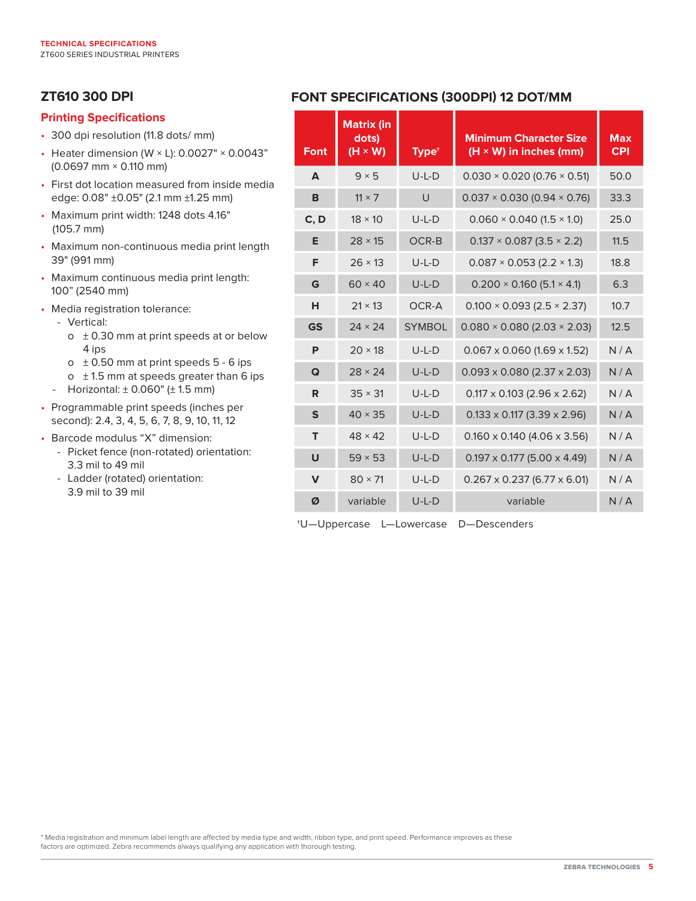## ZT610 300 DPI

### Printing Specifications

- 300 dpi resolution (11.8 dots/ mm)
- Heater dimension (W × L): 0.0027" × 0.0043" (0.0697 mm × 0.110 mm)
- First dot location measured from inside media edge: 0.08" ±0.05" (2.1 mm ±1.25 mm)
- Maximum print width: 1248 dots 4.16" (105.7 mm)
- Maximum non-continuous media print length 39" (991 mm)
- Maximum continuous media print length: 100" (2540 mm)
- Media registration tolerance:
  - Vertical:
    - ± 0.30 mm at print speeds at or below 4 ips
    - ± 0.50 mm at print speeds 5 - 6 ips
    - ± 1.5 mm at speeds greater than 6 ips
  - Horizontal: ± 0.060" (± 1.5 mm)
- Programmable print speeds (inches per second): 2.4, 3, 4, 5, 6, 7, 8, 9, 10, 11, 12
- Barcode modulus "X" dimension:
  - Picket fence (non-rotated) orientation: 3.3 mil to 49 mil
  - Ladder (rotated) orientation: 3.9 mil to 39 mil

## FONT SPECIFICATIONS (300DPI) 12 DOT/MM

| Font | Matrix (in dots) (H × W) | Type† | Minimum Character Size (H × W) in inches (mm) | Max CPI |
|---|---|---|---|---|
| A | 9 × 5 | U-L-D | 0.030 × 0.020 (0.76 × 0.51) | 50.0 |
| B | 11 × 7 | U | 0.037 × 0.030 (0.94 × 0.76) | 33.3 |
| C, D | 18 × 10 | U-L-D | 0.060 × 0.040 (1.5 × 1.0) | 25.0 |
| E | 28 × 15 | OCR-B | 0.137 × 0.087 (3.5 × 2.2) | 11.5 |
| F | 26 × 13 | U-L-D | 0.087 × 0.053 (2.2 × 1.3) | 18.8 |
| G | 60 × 40 | U-L-D | 0.200 × 0.160 (5.1 × 4.1) | 6.3 |
| H | 21 × 13 | OCR-A | 0.100 × 0.093 (2.5 × 2.37) | 10.7 |
| GS | 24 × 24 | SYMBOL | 0.080 × 0.080 (2.03 × 2.03) | 12.5 |
| P | 20 × 18 | U-L-D | 0.067 x 0.060 (1.69 x 1.52) | N / A |
| Q | 28 × 24 | U-L-D | 0.093 x 0.080 (2.37 x 2.03) | N / A |
| R | 35 × 31 | U-L-D | 0.117 x 0.103 (2.96 x 2.62) | N / A |
| S | 40 × 35 | U-L-D | 0.133 x 0.117 (3.39 x 2.96) | N / A |
| T | 48 × 42 | U-L-D | 0.160 x 0.140 (4.06 x 3.56) | N / A |
| U | 59 × 53 | U-L-D | 0.197 x 0.177 (5.00 x 4.49) | N / A |
| V | 80 × 71 | U-L-D | 0.267 x 0.237 (6.77 x 6.01) | N / A |
| Ø | variable | U-L-D | variable | N / A |

†U—Uppercase L—Lowercase D—Descenders

* Media registration and minimum label length are affected by media type and width, ribbon type, and print speed. Performance improves as these factors are optimized. Zebra recommends always qualifying any application with thorough testing.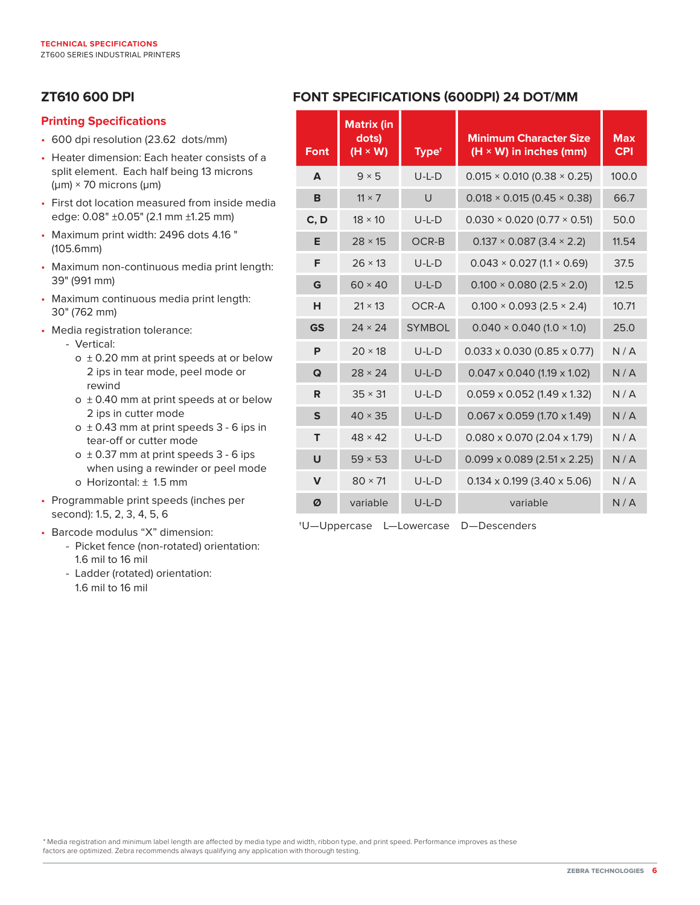## ZT610 600 DPI

### Printing Specifications

- 600 dpi resolution (23.62 dots/mm)
- Heater dimension: Each heater consists of a split element. Each half being 13 microns (µm) × 70 microns (µm)
- First dot location measured from inside media edge: 0.08" ±0.05" (2.1 mm ±1.25 mm)
- Maximum print width: 2496 dots 4.16 " (105.6mm)
- Maximum non-continuous media print length: 39" (991 mm)
- Maximum continuous media print length: 30" (762 mm)
- Media registration tolerance:
  - Vertical:
    - ± 0.20 mm at print speeds at or below 2 ips in tear mode, peel mode or rewind
    - ± 0.40 mm at print speeds at or below 2 ips in cutter mode
    - ± 0.43 mm at print speeds 3 - 6 ips in tear-off or cutter mode
    - ± 0.37 mm at print speeds 3 - 6 ips when using a rewinder or peel mode
    - Horizontal: ± 1.5 mm
- Programmable print speeds (inches per second): 1.5, 2, 3, 4, 5, 6
- Barcode modulus "X" dimension:
  - Picket fence (non-rotated) orientation: 1.6 mil to 16 mil
  - Ladder (rotated) orientation: 1.6 mil to 16 mil

## FONT SPECIFICATIONS (600DPI) 24 DOT/MM

| Font | Matrix (in dots) (H × W) | Type† | Minimum Character Size (H × W) in inches (mm) | Max CPI |
|---|---|---|---|---|
| A | 9 × 5 | U-L-D | 0.015 × 0.010 (0.38 × 0.25) | 100.0 |
| B | 11 × 7 | U | 0.018 × 0.015 (0.45 × 0.38) | 66.7 |
| C, D | 18 × 10 | U-L-D | 0.030 × 0.020 (0.77 × 0.51) | 50.0 |
| E | 28 × 15 | OCR-B | 0.137 × 0.087 (3.4 × 2.2) | 11.54 |
| F | 26 × 13 | U-L-D | 0.043 × 0.027 (1.1 × 0.69) | 37.5 |
| G | 60 × 40 | U-L-D | 0.100 × 0.080 (2.5 × 2.0) | 12.5 |
| H | 21 × 13 | OCR-A | 0.100 × 0.093 (2.5 × 2.4) | 10.71 |
| GS | 24 × 24 | SYMBOL | 0.040 × 0.040 (1.0 × 1.0) | 25.0 |
| P | 20 × 18 | U-L-D | 0.033 x 0.030 (0.85 x 0.77) | N / A |
| Q | 28 × 24 | U-L-D | 0.047 x 0.040 (1.19 x 1.02) | N / A |
| R | 35 × 31 | U-L-D | 0.059 x 0.052 (1.49 x 1.32) | N / A |
| S | 40 × 35 | U-L-D | 0.067 x 0.059 (1.70 x 1.49) | N / A |
| T | 48 × 42 | U-L-D | 0.080 x 0.070 (2.04 x 1.79) | N / A |
| U | 59 × 53 | U-L-D | 0.099 x 0.089 (2.51 x 2.25) | N / A |
| V | 80 × 71 | U-L-D | 0.134 x 0.199 (3.40 x 5.06) | N / A |
| Ø | variable | U-L-D | variable | N / A |

†U—Uppercase L—Lowercase D—Descenders

* Media registration and minimum label length are affected by media type and width, ribbon type, and print speed. Performance improves as these factors are optimized. Zebra recommends always qualifying any application with thorough testing.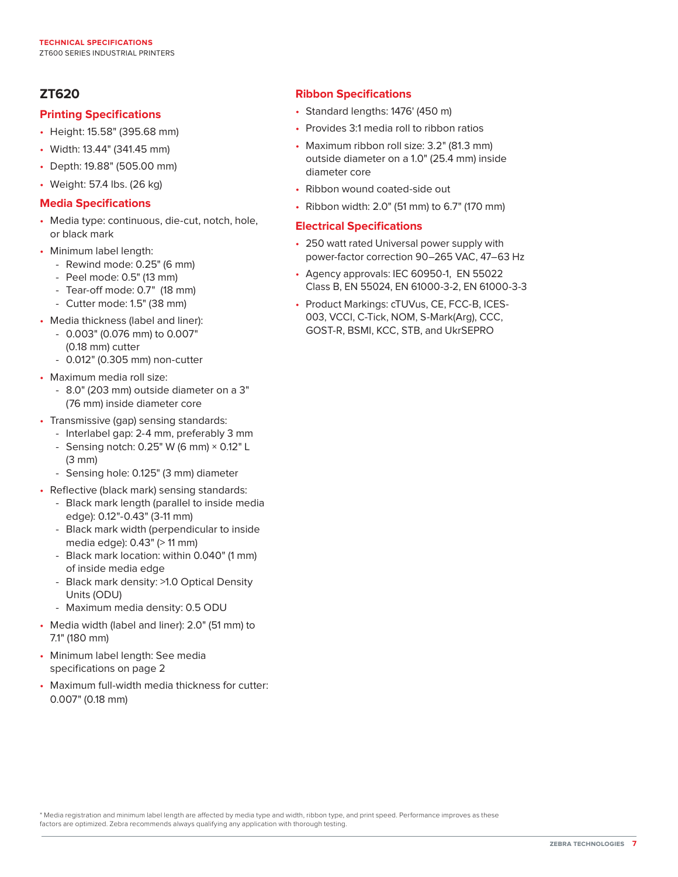## ZT620

### Printing Specifications

- Height: 15.58" (395.68 mm)
- Width: 13.44" (341.45 mm)
- Depth: 19.88" (505.00 mm)
- Weight: 57.4 lbs. (26 kg)

### Media Specifications

- Media type: continuous, die-cut, notch, hole, or black mark
- Minimum label length:
  - Rewind mode: 0.25" (6 mm)
  - Peel mode: 0.5" (13 mm)
  - Tear-off mode: 0.7" (18 mm)
  - Cutter mode: 1.5" (38 mm)
- Media thickness (label and liner):
  - 0.003" (0.076 mm) to 0.007" (0.18 mm) cutter
  - 0.012" (0.305 mm) non-cutter
- Maximum media roll size:
  - 8.0" (203 mm) outside diameter on a 3" (76 mm) inside diameter core
- Transmissive (gap) sensing standards:
  - Interlabel gap: 2-4 mm, preferably 3 mm
  - Sensing notch: 0.25" W (6 mm) × 0.12" L (3 mm)
  - Sensing hole: 0.125" (3 mm) diameter
- Reflective (black mark) sensing standards:
  - Black mark length (parallel to inside media edge): 0.12"-0.43" (3-11 mm)
  - Black mark width (perpendicular to inside media edge): 0.43" (> 11 mm)
  - Black mark location: within 0.040" (1 mm) of inside media edge
  - Black mark density: >1.0 Optical Density Units (ODU)
  - Maximum media density: 0.5 ODU
- Media width (label and liner): 2.0" (51 mm) to 7.1" (180 mm)
- Minimum label length: See media specifications on page 2
- Maximum full-width media thickness for cutter: 0.007" (0.18 mm)

### Ribbon Specifications

- Standard lengths: 1476' (450 m)
- Provides 3:1 media roll to ribbon ratios
- Maximum ribbon roll size: 3.2" (81.3 mm) outside diameter on a 1.0" (25.4 mm) inside diameter core
- Ribbon wound coated-side out
- Ribbon width: 2.0" (51 mm) to 6.7" (170 mm)

### Electrical Specifications

- 250 watt rated Universal power supply with power-factor correction 90–265 VAC, 47–63 Hz
- Agency approvals: IEC 60950-1, EN 55022 Class B, EN 55024, EN 61000-3-2, EN 61000-3-3
- Product Markings: cTUVus, CE, FCC-B, ICES-003, VCCI, C-Tick, NOM, S-Mark(Arg), CCC, GOST-R, BSMI, KCC, STB, and UkrSEPRO

* Media registration and minimum label length are affected by media type and width, ribbon type, and print speed. Performance improves as these factors are optimized. Zebra recommends always qualifying any application with thorough testing.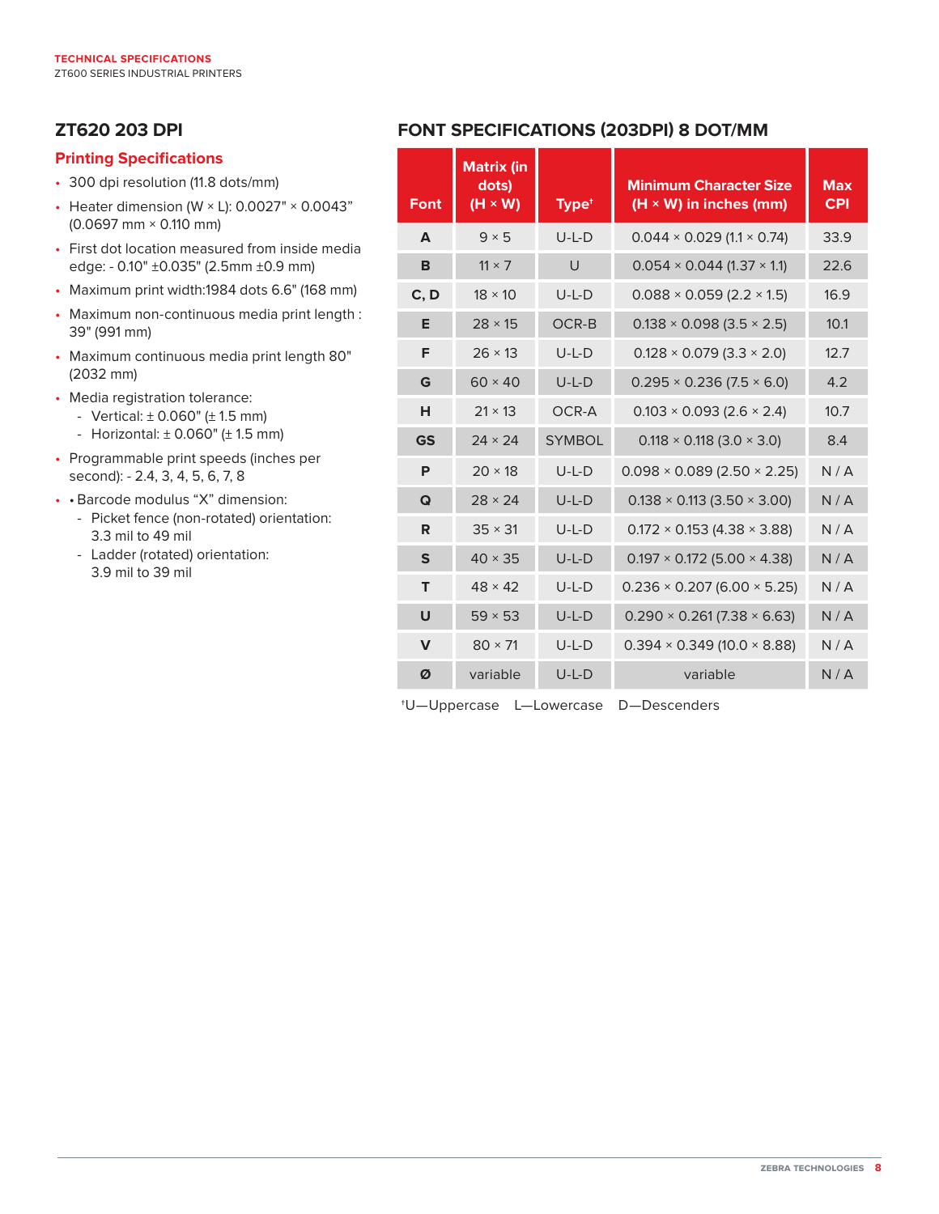## ZT620 203 DPI

### Printing Specifications

- 300 dpi resolution (11.8 dots/mm)
- Heater dimension (W × L): 0.0027" × 0.0043" (0.0697 mm × 0.110 mm)
- First dot location measured from inside media edge: - 0.10" ±0.035" (2.5mm ±0.9 mm)
- Maximum print width:1984 dots 6.6" (168 mm)
- Maximum non-continuous media print length : 39" (991 mm)
- Maximum continuous media print length 80" (2032 mm)
- Media registration tolerance:
  - Vertical: ± 0.060" (± 1.5 mm)
  - Horizontal: ± 0.060" (± 1.5 mm)
- Programmable print speeds (inches per second): - 2.4, 3, 4, 5, 6, 7, 8
- • Barcode modulus “X” dimension:
  - Picket fence (non-rotated) orientation: 3.3 mil to 49 mil
  - Ladder (rotated) orientation: 3.9 mil to 39 mil

## FONT SPECIFICATIONS (203DPI) 8 DOT/MM

| Font | Matrix (in dots) (H × W) | Type† | Minimum Character Size (H × W) in inches (mm) | Max CPI |
|---|---|---|---|---|
| A | 9 × 5 | U-L-D | 0.044 × 0.029 (1.1 × 0.74) | 33.9 |
| B | 11 × 7 | U | 0.054 × 0.044 (1.37 × 1.1) | 22.6 |
| C, D | 18 × 10 | U-L-D | 0.088 × 0.059 (2.2 × 1.5) | 16.9 |
| E | 28 × 15 | OCR-B | 0.138 × 0.098 (3.5 × 2.5) | 10.1 |
| F | 26 × 13 | U-L-D | 0.128 × 0.079 (3.3 × 2.0) | 12.7 |
| G | 60 × 40 | U-L-D | 0.295 × 0.236 (7.5 × 6.0) | 4.2 |
| H | 21 × 13 | OCR-A | 0.103 × 0.093 (2.6 × 2.4) | 10.7 |
| GS | 24 × 24 | SYMBOL | 0.118 × 0.118 (3.0 × 3.0) | 8.4 |
| P | 20 × 18 | U-L-D | 0.098 × 0.089 (2.50 × 2.25) | N / A |
| Q | 28 × 24 | U-L-D | 0.138 × 0.113 (3.50 × 3.00) | N / A |
| R | 35 × 31 | U-L-D | 0.172 × 0.153 (4.38 × 3.88) | N / A |
| S | 40 × 35 | U-L-D | 0.197 × 0.172 (5.00 × 4.38) | N / A |
| T | 48 × 42 | U-L-D | 0.236 × 0.207 (6.00 × 5.25) | N / A |
| U | 59 × 53 | U-L-D | 0.290 × 0.261 (7.38 × 6.63) | N / A |
| V | 80 × 71 | U-L-D | 0.394 × 0.349 (10.0 × 8.88) | N / A |
| Ø | variable | U-L-D | variable | N / A |

†U—Uppercase L—Lowercase D—Descenders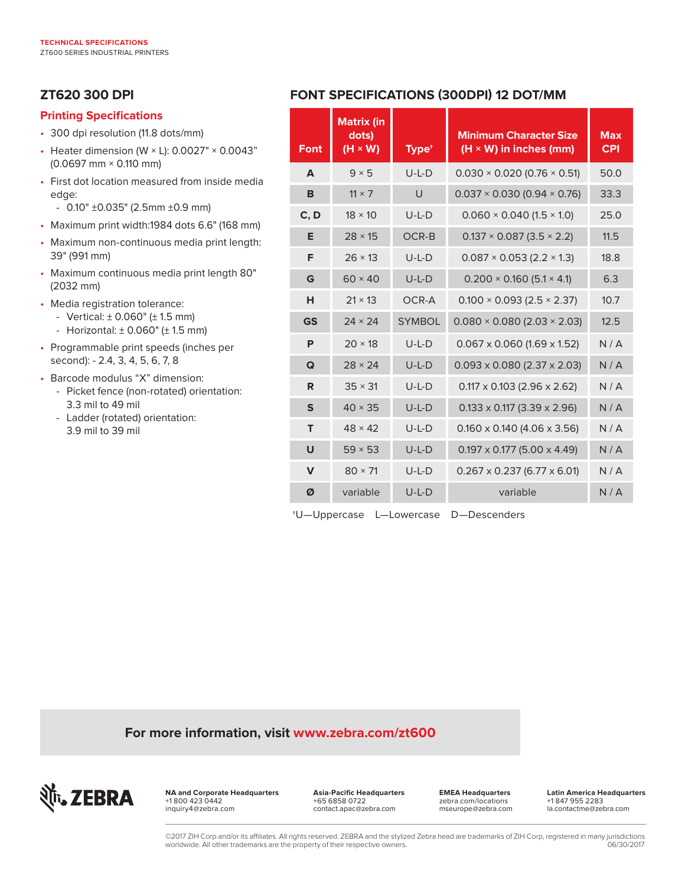## ZT620 300 DPI

### Printing Specifications

- 300 dpi resolution (11.8 dots/mm)
- Heater dimension (W × L): 0.0027" × 0.0043" (0.0697 mm × 0.110 mm)
- First dot location measured from inside media edge:
  - 0.10" ±0.035" (2.5mm ±0.9 mm)
- Maximum print width:1984 dots 6.6" (168 mm)
- Maximum non-continuous media print length: 39" (991 mm)
- Maximum continuous media print length 80" (2032 mm)
- Media registration tolerance:
  - Vertical: ± 0.060" (± 1.5 mm)
  - Horizontal: ± 0.060" (± 1.5 mm)
- Programmable print speeds (inches per second): - 2.4, 3, 4, 5, 6, 7, 8
- Barcode modulus “X” dimension:
  - Picket fence (non-rotated) orientation: 3.3 mil to 49 mil
  - Ladder (rotated) orientation: 3.9 mil to 39 mil

## FONT SPECIFICATIONS (300DPI) 12 DOT/MM

| Font | Matrix (in dots) (H × W) | Type† | Minimum Character Size (H × W) in inches (mm) | Max CPI |
|---|---|---|---|---|
| A | 9 × 5 | U-L-D | 0.030 × 0.020 (0.76 × 0.51) | 50.0 |
| B | 11 × 7 | U | 0.037 × 0.030 (0.94 × 0.76) | 33.3 |
| C, D | 18 × 10 | U-L-D | 0.060 × 0.040 (1.5 × 1.0) | 25.0 |
| E | 28 × 15 | OCR-B | 0.137 × 0.087 (3.5 × 2.2) | 11.5 |
| F | 26 × 13 | U-L-D | 0.087 × 0.053 (2.2 × 1.3) | 18.8 |
| G | 60 × 40 | U-L-D | 0.200 × 0.160 (5.1 × 4.1) | 6.3 |
| H | 21 × 13 | OCR-A | 0.100 × 0.093 (2.5 × 2.37) | 10.7 |
| GS | 24 × 24 | SYMBOL | 0.080 × 0.080 (2.03 × 2.03) | 12.5 |
| P | 20 × 18 | U-L-D | 0.067 x 0.060 (1.69 x 1.52) | N / A |
| Q | 28 × 24 | U-L-D | 0.093 x 0.080 (2.37 x 2.03) | N / A |
| R | 35 × 31 | U-L-D | 0.117 x 0.103 (2.96 x 2.62) | N / A |
| S | 40 × 35 | U-L-D | 0.133 x 0.117 (3.39 x 2.96) | N / A |
| T | 48 × 42 | U-L-D | 0.160 x 0.140 (4.06 x 3.56) | N / A |
| U | 59 × 53 | U-L-D | 0.197 x 0.177 (5.00 x 4.49) | N / A |
| V | 80 × 71 | U-L-D | 0.267 x 0.237 (6.77 x 6.01) | N / A |
| Ø | variable | U-L-D | variable | N / A |

†U—Uppercase L—Lowercase D—Descenders

**For more information, visit www.zebra.com/zt600**

ZEBRA

**NA and Corporate Headquarters**
+1 800 423 0442
inquiry4@zebra.com

**Asia-Pacific Headquarters**
+65 6858 0722
contact.apac@zebra.com

**EMEA Headquarters**
zebra.com/locations
mseurope@zebra.com

**Latin America Headquarters**
+1 847 955 2283
la.contactme@zebra.com

©2017 ZIH Corp and/or its affiliates. All rights reserved. ZEBRA and the stylized Zebra head are trademarks of ZIH Corp, registered in many jurisdictions worldwide. All other trademarks are the property of their respective owners. 06/30/2017